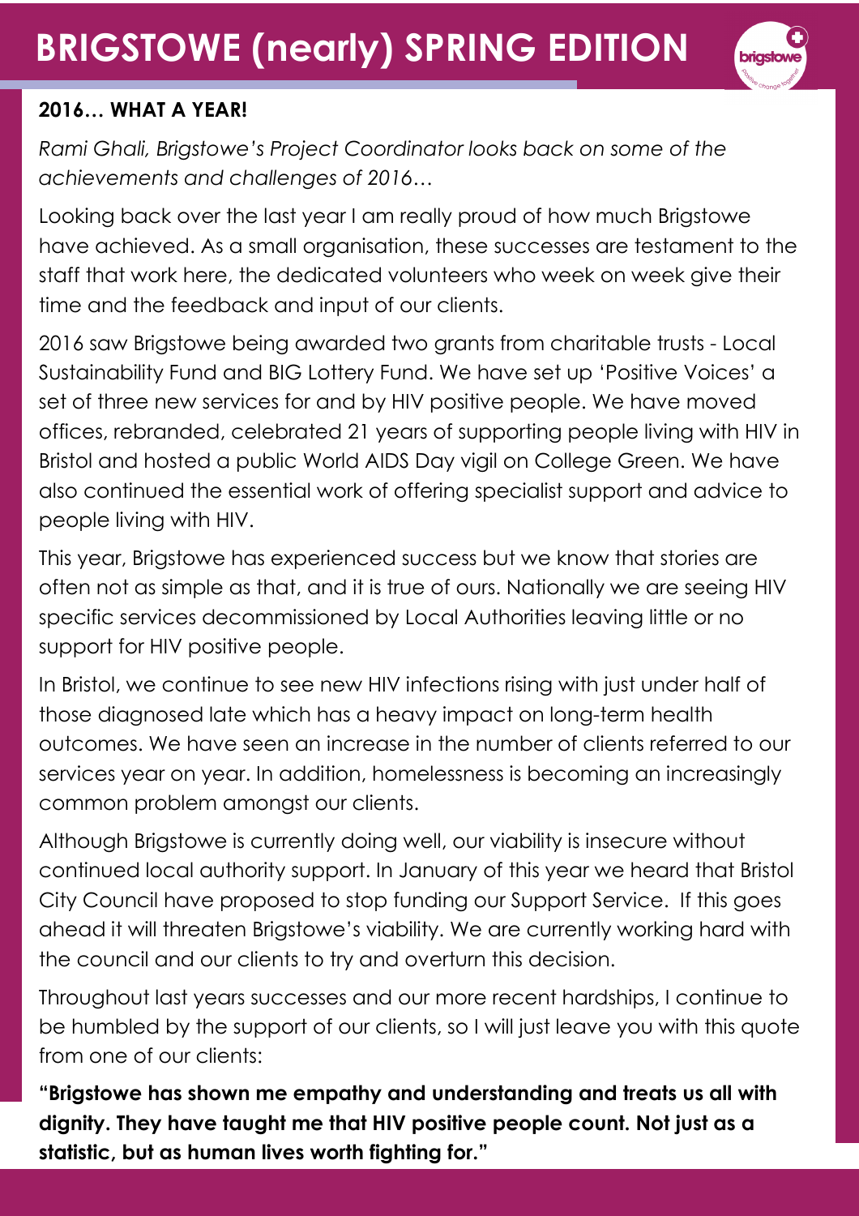# BRIGSTOWE (nearly) SPRING EDITION

## 2016… WHAT A YEAR!

*Rami Ghali, Brigstowe's Project Coordinator looks back on some of the achievements and challenges of 2016…*

Looking back over the last year I am really proud of how much Brigstowe have achieved. As a small organisation, these successes are testament to the staff that work here, the dedicated volunteers who week on week give their time and the feedback and input of our clients.

2016 saw Brigstowe being awarded two grants from charitable trusts - Local Sustainability Fund and BIG Lottery Fund. We have set up 'Positive Voices' a set of three new services for and by HIV positive people. We have moved offices, rebranded, celebrated 21 years of supporting people living with HIV in Bristol and hosted a public World AIDS Day vigil on College Green. We have also continued the essential work of offering specialist support and advice to people living with HIV.

This year, Brigstowe has experienced success but we know that stories are often not as simple as that, and it is true of ours. Nationally we are seeing HIV specific services decommissioned by Local Authorities leaving little or no support for HIV positive people.

In Bristol, we continue to see new HIV infections rising with just under half of those diagnosed late which has a heavy impact on long-term health outcomes. We have seen an increase in the number of clients referred to our services year on year. In addition, homelessness is becoming an increasingly common problem amongst our clients.

Although Brigstowe is currently doing well, our viability is insecure without continued local authority support. In January of this year we heard that Bristol City Council have proposed to stop funding our Support Service. If this goes ahead it will threaten Brigstowe's viability. We are currently working hard with the council and our clients to try and overturn this decision.

Throughout last years successes and our more recent hardships, I continue to be humbled by the support of our clients, so I will just leave you with this quote from one of our clients:

**"Brigstowe has shown me empathy and understanding and treats us all with dignity. They have taught me that HIV positive people count. Not just as a statistic, but as human lives worth fighting for."**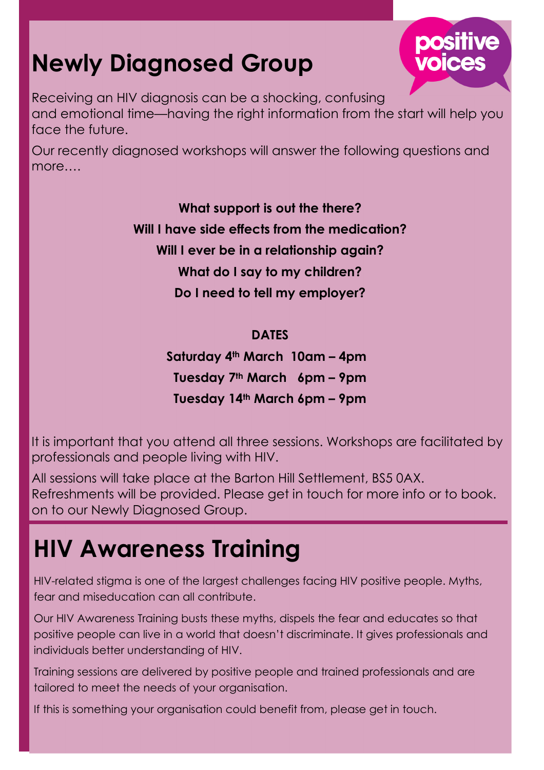# Newly Diagnosed Group

positive voices

Receiving an HIV diagnosis can be a shocking, confusing and emotional time—having the right information from the start will help you face the future.

Our recently diagnosed workshops will answer the following questions and more….

**What support is out the there?**

**Will I have side effects from the medication?**

**Will I ever be in a relationship again?**

**What do I say to my children?**

**Do I need to tell my employer?**

**DATES**

**Saturday 4th March 10am – 4pm**

**Tuesday 7th March 6pm – 9pm**

**Tuesday 14th March 6pm – 9pm**

It is important that you attend all three sessions. Workshops are facilitated by professionals and people living with HIV.

All sessions will take place at the Barton Hill Settlement, BS5 0AX. Refreshments will be provided. Please get in touch for more info or to book. on to our Newly Diagnosed Group.

# HIV Awareness Training

HIV-related stigma is one of the largest challenges facing HIV positive people. Myths, fear and miseducation can all contribute.

Our HIV Awareness Training busts these myths, dispels the fear and educates so that positive people can live in a world that doesn't discriminate. It gives professionals and individuals better understanding of HIV.

Training sessions are delivered by positive people and trained professionals and are tailored to meet the needs of your organisation.

If this is something your organisation could benefit from, please get in touch.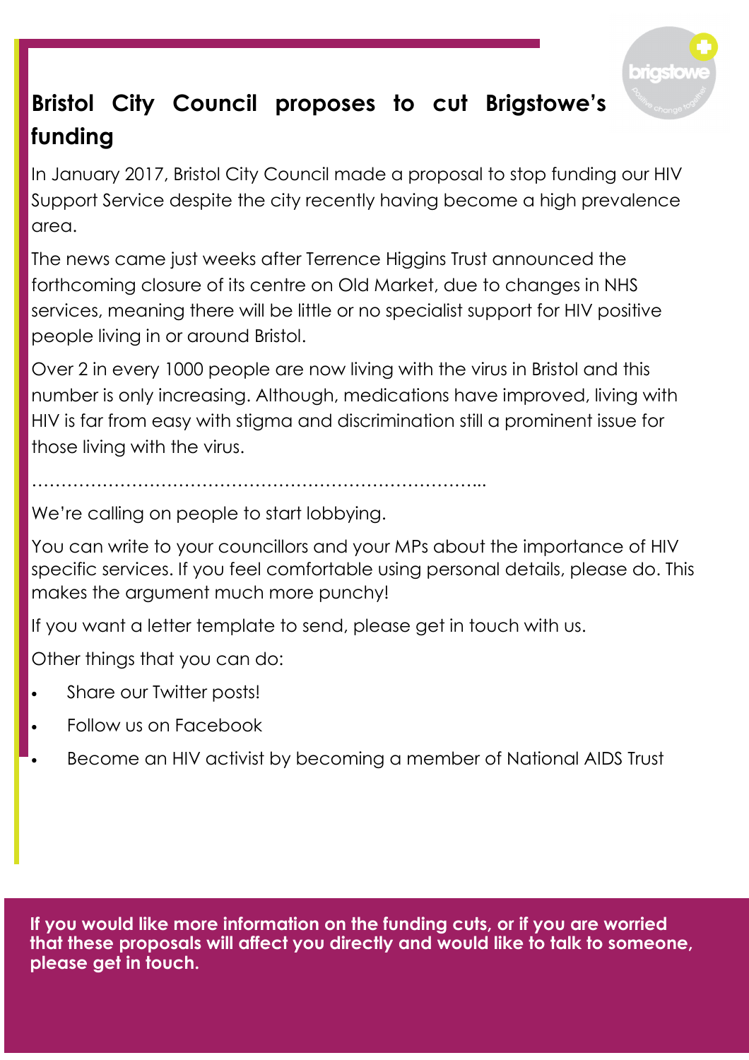# Bristol City Council proposes to cut Brigstowe's funding

In January 2017, Bristol City Council made a proposal to stop funding our HIV Support Service despite the city recently having become a high prevalence area.

The news came just weeks after Terrence Higgins Trust announced the forthcoming closure of its centre on Old Market, due to changes in NHS services, meaning there will be little or no specialist support for HIV positive people living in or around Bristol.

Over 2 in every 1000 people are now living with the virus in Bristol and this number is only increasing. Although, medications have improved, living with HIV is far from easy with stigma and discrimination still a prominent issue for those living with the virus.

……………………………………………………………………...

We're calling on people to start lobbying.

You can write to your councillors and your MPs about the importance of HIV specific services. If you feel comfortable using personal details, please do. This makes the argument much more punchy!

If you want a letter template to send, please get in touch with us.

Other things that you can do:

- Share our Twitter posts!
- Follow us on Facebook
- Become an HIV activist by becoming a member of National AIDS Trust

**If you would like more information on the funding cuts, or if you are worried that these proposals will affect you directly and would like to talk to someone, please get in touch.**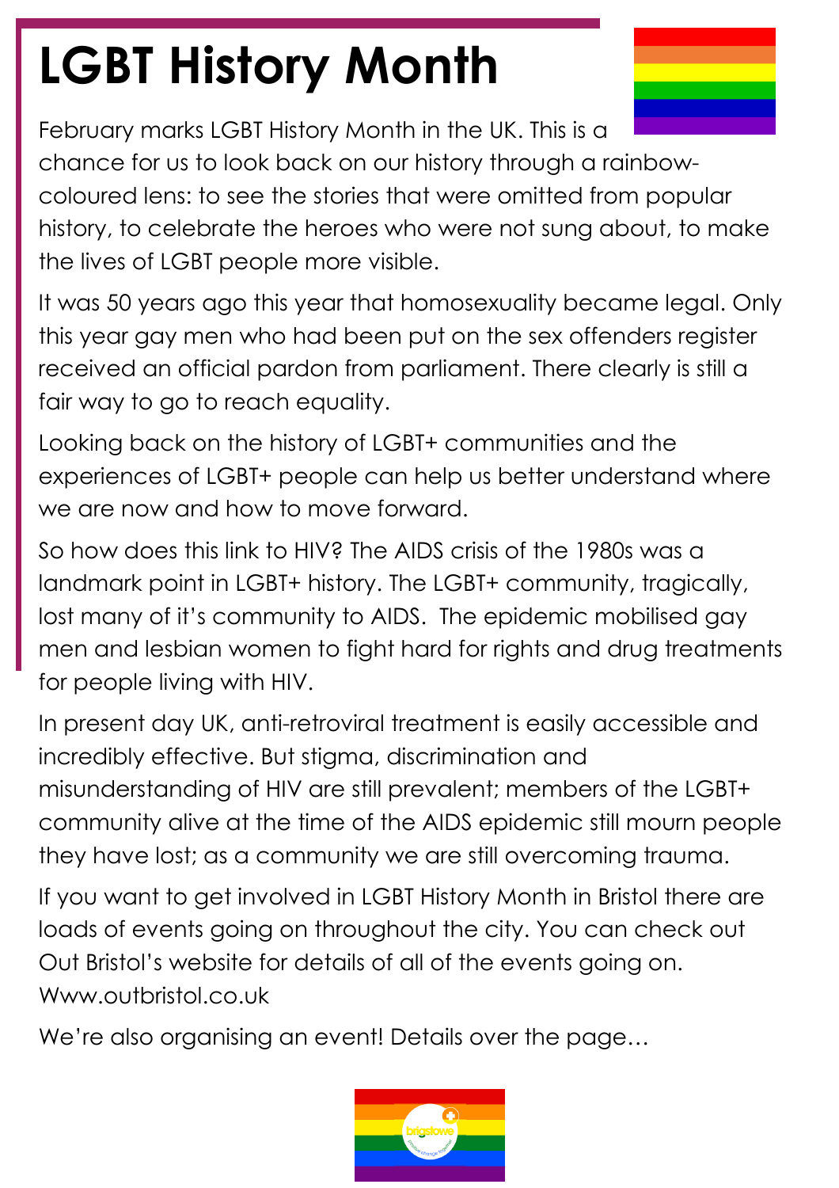# LGBT History Month

February marks LGBT History Month in the UK. This is a chance for us to look back on our history through a rainbow-coloured lens: to see the stories that were omitted from popular history, to celebrate the heroes who were not sung about, to make the lives of LGBT people more visible.

It was 50 years ago this year that homosexuality became legal. Only this year gay men who had been put on the sex offenders register received an official pardon from parliament. There clearly is still a fair way to go to reach equality.

Looking back on the history of LGBT+ communities and the experiences of LGBT+ people can help us better understand where we are now and how to move forward.

So how does this link to HIV? The AIDS crisis of the 1980s was a landmark point in LGBT+ history. The LGBT+ community, tragically, lost many of it's community to AIDS. The epidemic mobilised gay men and lesbian women to fight hard for rights and drug treatments for people living with HIV.

In present day UK, anti-retroviral treatment is easily accessible and incredibly effective. But stigma, discrimination and misunderstanding of HIV are still prevalent; members of the LGBT+ community alive at the time of the AIDS epidemic still mourn people they have lost; as a community we are still overcoming trauma.

If you want to get involved in LGBT History Month in Bristol there are loads of events going on throughout the city. You can check out Out Bristol's website for details of all of the events going on. Www.outbristol.co.uk

We're also organising an event! Details over the page…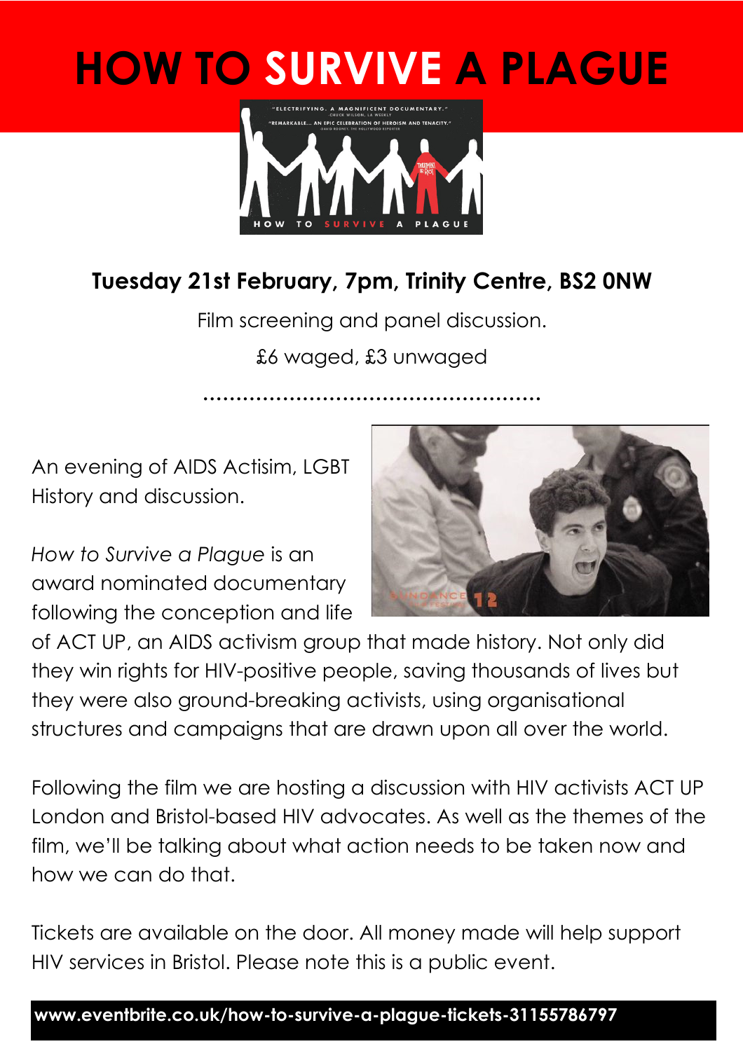# HOW TO SURVIVE A PLAGUE

**Tuesday 21st February, 7pm, Trinity Centre, BS2 0NW**

Film screening and panel discussion.

£6 waged, £3 unwaged

.................................................

An evening of AIDS Actisim, LGBT History and discussion.

*How to Survive a Plague* is an award nominated documentary following the conception and life of ACT UP, an AIDS activism group that made history. Not only did they win rights for HIV-positive people, saving thousands of lives but they were also ground-breaking activists, using organisational structures and campaigns that are drawn upon all over the world.

Following the film we are hosting a discussion with HIV activists ACT UP London and Bristol-based HIV advocates. As well as the themes of the film, we'll be talking about what action needs to be taken now and how we can do that.

Tickets are available on the door. All money made will help support HIV services in Bristol. Please note this is a public event.

**www.eventbrite.co.uk/how-to-survive-a-plague-tickets-31155786797**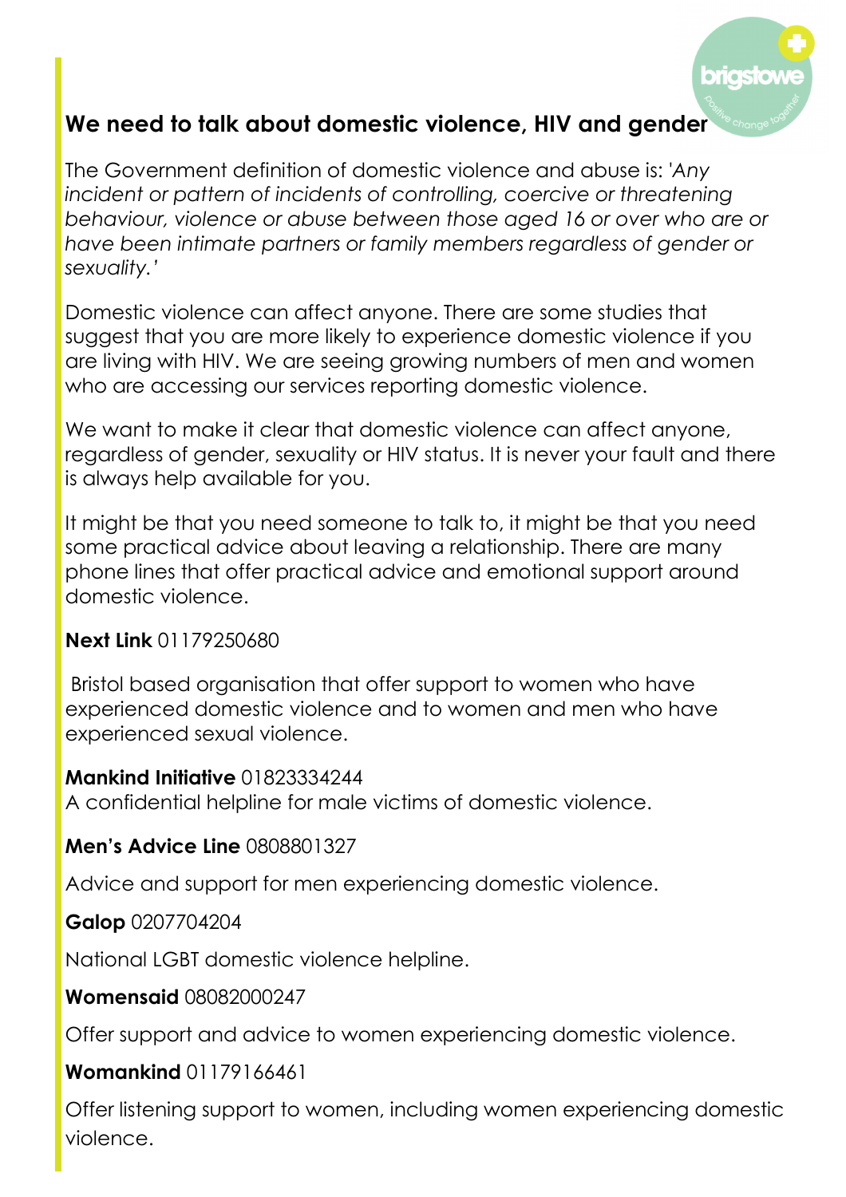## We need to talk about domestic violence, HIV and gender

The Government definition of domestic violence and abuse is: '*Any incident or pattern of incidents of controlling, coercive or threatening behaviour, violence or abuse between those aged 16 or over who are or have been intimate partners or family members regardless of gender or sexuality.'*

Domestic violence can affect anyone. There are some studies that suggest that you are more likely to experience domestic violence if you are living with HIV. We are seeing growing numbers of men and women who are accessing our services reporting domestic violence.

We want to make it clear that domestic violence can affect anyone, regardless of gender, sexuality or HIV status. It is never your fault and there is always help available for you.

It might be that you need someone to talk to, it might be that you need some practical advice about leaving a relationship. There are many phone lines that offer practical advice and emotional support around domestic violence.

**Next Link** 01179250680

Bristol based organisation that offer support to women who have experienced domestic violence and to women and men who have experienced sexual violence.

**Mankind Initiative** 01823334244
A confidential helpline for male victims of domestic violence.

**Men's Advice Line** 0808801327

Advice and support for men experiencing domestic violence.

**Galop** 0207704204

National LGBT domestic violence helpline.

**Womensaid** 08082000247

Offer support and advice to women experiencing domestic violence.

**Womankind** 01179166461

Offer listening support to women, including women experiencing domestic violence.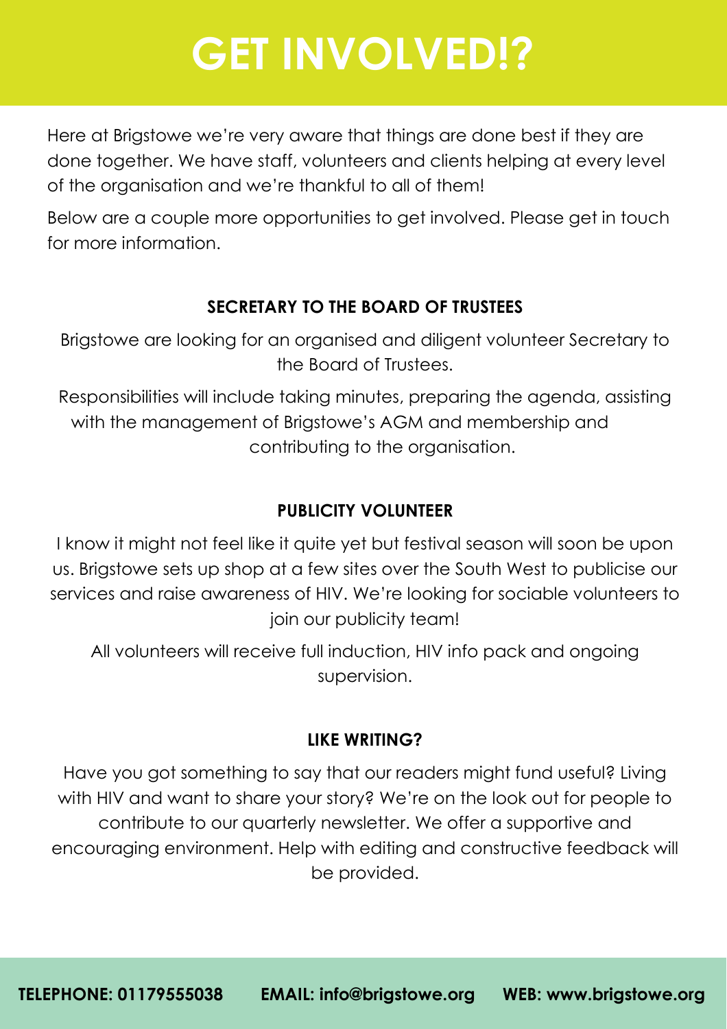# GET INVOLVED!?

Here at Brigstowe we're very aware that things are done best if they are done together. We have staff, volunteers and clients helping at every level of the organisation and we're thankful to all of them!

Below are a couple more opportunities to get involved. Please get in touch for more information.

### SECRETARY TO THE BOARD OF TRUSTEES

Brigstowe are looking for an organised and diligent volunteer Secretary to the Board of Trustees.

Responsibilities will include taking minutes, preparing the agenda, assisting with the management of Brigstowe's AGM and membership and contributing to the organisation.

### PUBLICITY VOLUNTEER

I know it might not feel like it quite yet but festival season will soon be upon us. Brigstowe sets up shop at a few sites over the South West to publicise our services and raise awareness of HIV. We're looking for sociable volunteers to join our publicity team!

All volunteers will receive full induction, HIV info pack and ongoing supervision.

### LIKE WRITING?

Have you got something to say that our readers might fund useful? Living with HIV and want to share your story? We're on the look out for people to contribute to our quarterly newsletter. We offer a supportive and encouraging environment. Help with editing and constructive feedback will be provided.

**TELEPHONE: 01179555038** **EMAIL: info@brigstowe.org** **WEB: www.brigstowe.org**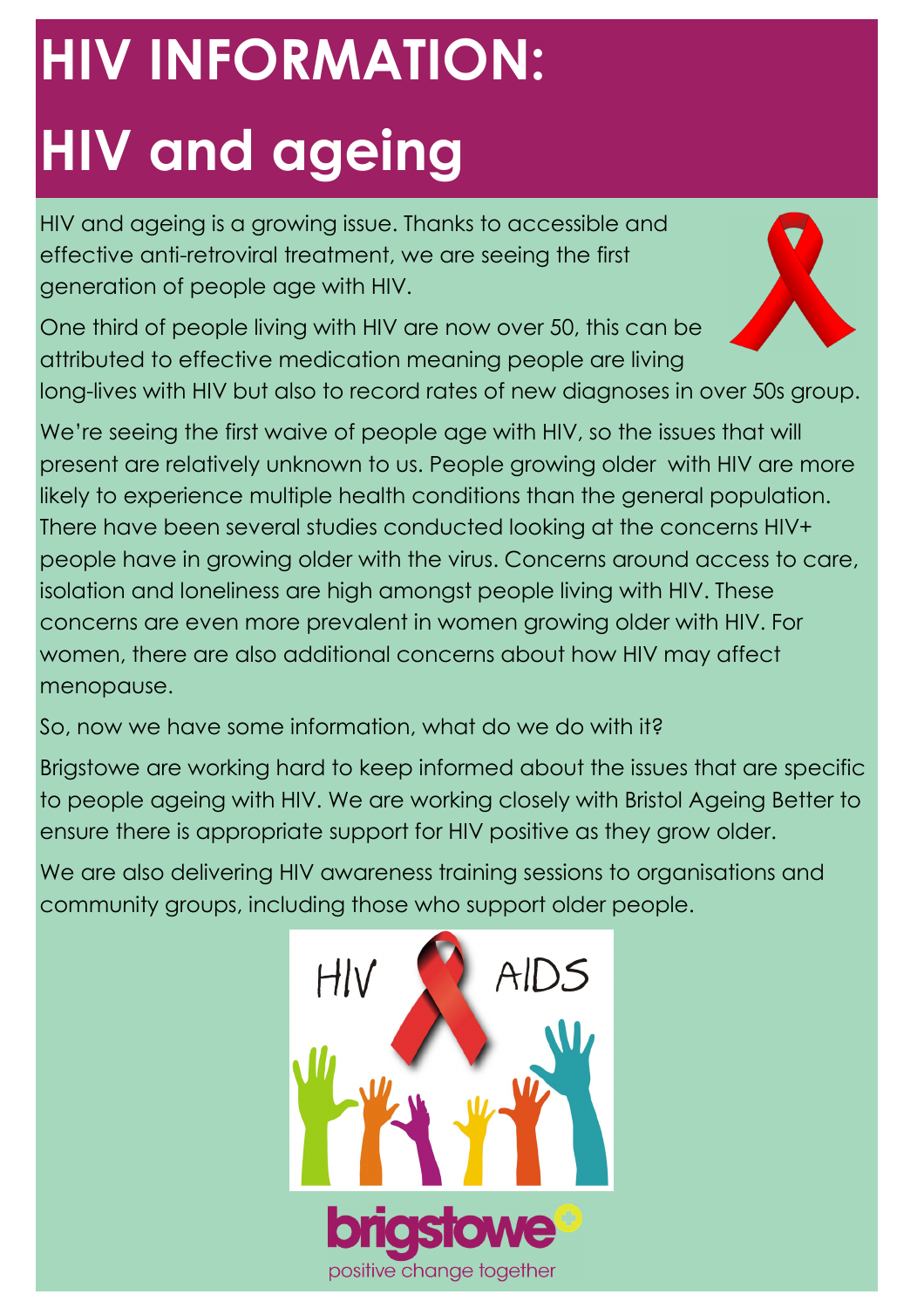# HIV INFORMATION: HIV and ageing

HIV and ageing is a growing issue. Thanks to accessible and effective anti-retroviral treatment, we are seeing the first generation of people age with HIV.

One third of people living with HIV are now over 50, this can be attributed to effective medication meaning people are living long-lives with HIV but also to record rates of new diagnoses in over 50s group.

We're seeing the first waive of people age with HIV, so the issues that will present are relatively unknown to us. People growing older with HIV are more likely to experience multiple health conditions than the general population. There have been several studies conducted looking at the concerns HIV+ people have in growing older with the virus. Concerns around access to care, isolation and loneliness are high amongst people living with HIV. These concerns are even more prevalent in women growing older with HIV. For women, there are also additional concerns about how HIV may affect menopause.

So, now we have some information, what do we do with it?

Brigstowe are working hard to keep informed about the issues that are specific to people ageing with HIV. We are working closely with Bristol Ageing Better to ensure there is appropriate support for HIV positive as they grow older.

We are also delivering HIV awareness training sessions to organisations and community groups, including those who support older people.

HIV AIDS

brigstowe

positive change together